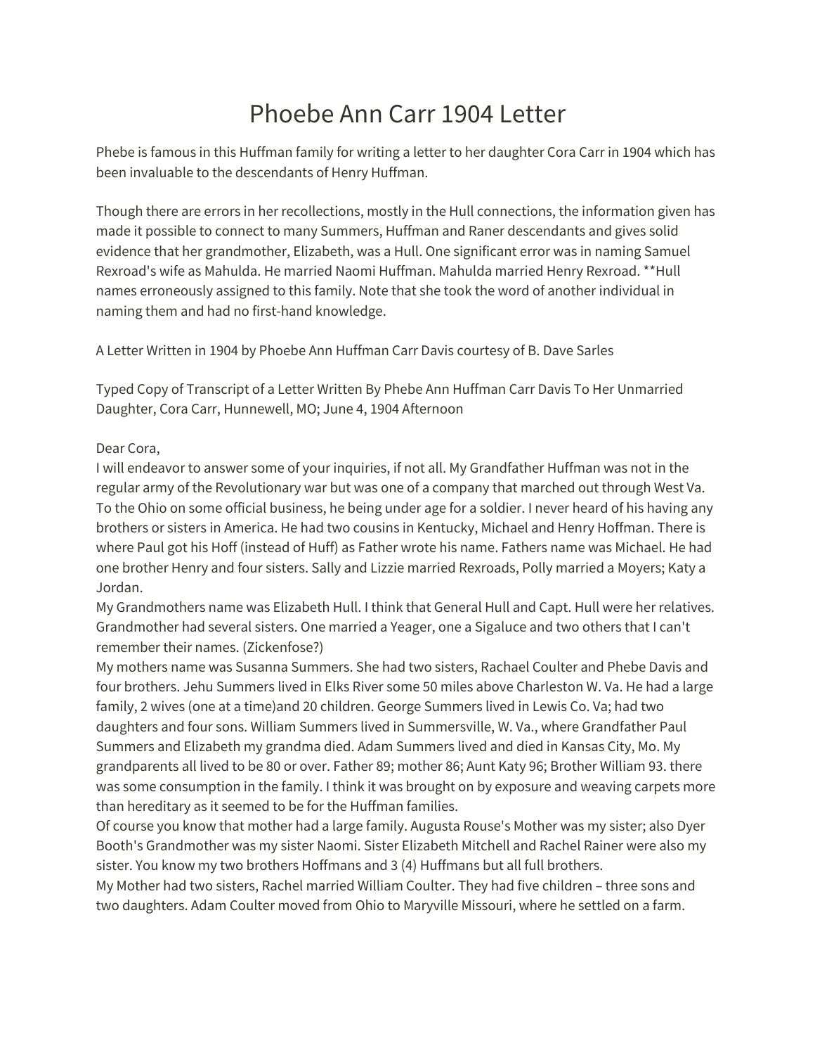# Phoebe Ann Carr 1904 Letter

Phebe is famous in this Huffman family for writing a letter to her daughter Cora Carr in 1904 which has been invaluable to the descendants of Henry Huffman.

Though there are errors in her recollections, mostly in the Hull connections, the information given has made it possible to connect to many Summers, Huffman and Raner descendants and gives solid evidence that her grandmother, Elizabeth, was a Hull. One significant error was in naming Samuel Rexroad's wife as Mahulda. He married Naomi Huffman. Mahulda married Henry Rexroad. **Hull names erroneously assigned to this family. Note that she took the word of another individual in naming them and had no first-hand knowledge.

A Letter Written in 1904 by Phoebe Ann Huffman Carr Davis courtesy of B. Dave Sarles

Typed Copy of Transcript of a Letter Written By Phebe Ann Huffman Carr Davis To Her Unmarried Daughter, Cora Carr, Hunnewell, MO; June 4, 1904 Afternoon

Dear Cora,
I will endeavor to answer some of your inquiries, if not all. My Grandfather Huffman was not in the regular army of the Revolutionary war but was one of a company that marched out through West Va. To the Ohio on some official business, he being under age for a soldier. I never heard of his having any brothers or sisters in America. He had two cousins in Kentucky, Michael and Henry Hoffman. There is where Paul got his Hoff (instead of Huff) as Father wrote his name. Fathers name was Michael. He had one brother Henry and four sisters. Sally and Lizzie married Rexroads, Polly married a Moyers; Katy a Jordan.
My Grandmothers name was Elizabeth Hull. I think that General Hull and Capt. Hull were her relatives. Grandmother had several sisters. One married a Yeager, one a Sigaluce and two others that I can't remember their names. (Zickenfose?)
My mothers name was Susanna Summers. She had two sisters, Rachael Coulter and Phebe Davis and four brothers. Jehu Summers lived in Elks River some 50 miles above Charleston W. Va. He had a large family, 2 wives (one at a time)and 20 children. George Summers lived in Lewis Co. Va; had two daughters and four sons. William Summers lived in Summersville, W. Va., where Grandfather Paul Summers and Elizabeth my grandma died. Adam Summers lived and died in Kansas City, Mo. My grandparents all lived to be 80 or over. Father 89; mother 86; Aunt Katy 96; Brother William 93. there was some consumption in the family. I think it was brought on by exposure and weaving carpets more than hereditary as it seemed to be for the Huffman families.
Of course you know that mother had a large family. Augusta Rouse's Mother was my sister; also Dyer Booth's Grandmother was my sister Naomi. Sister Elizabeth Mitchell and Rachel Rainer were also my sister. You know my two brothers Hoffmans and 3 (4) Huffmans but all full brothers.
My Mother had two sisters, Rachel married William Coulter. They had five children – three sons and two daughters. Adam Coulter moved from Ohio to Maryville Missouri, where he settled on a farm.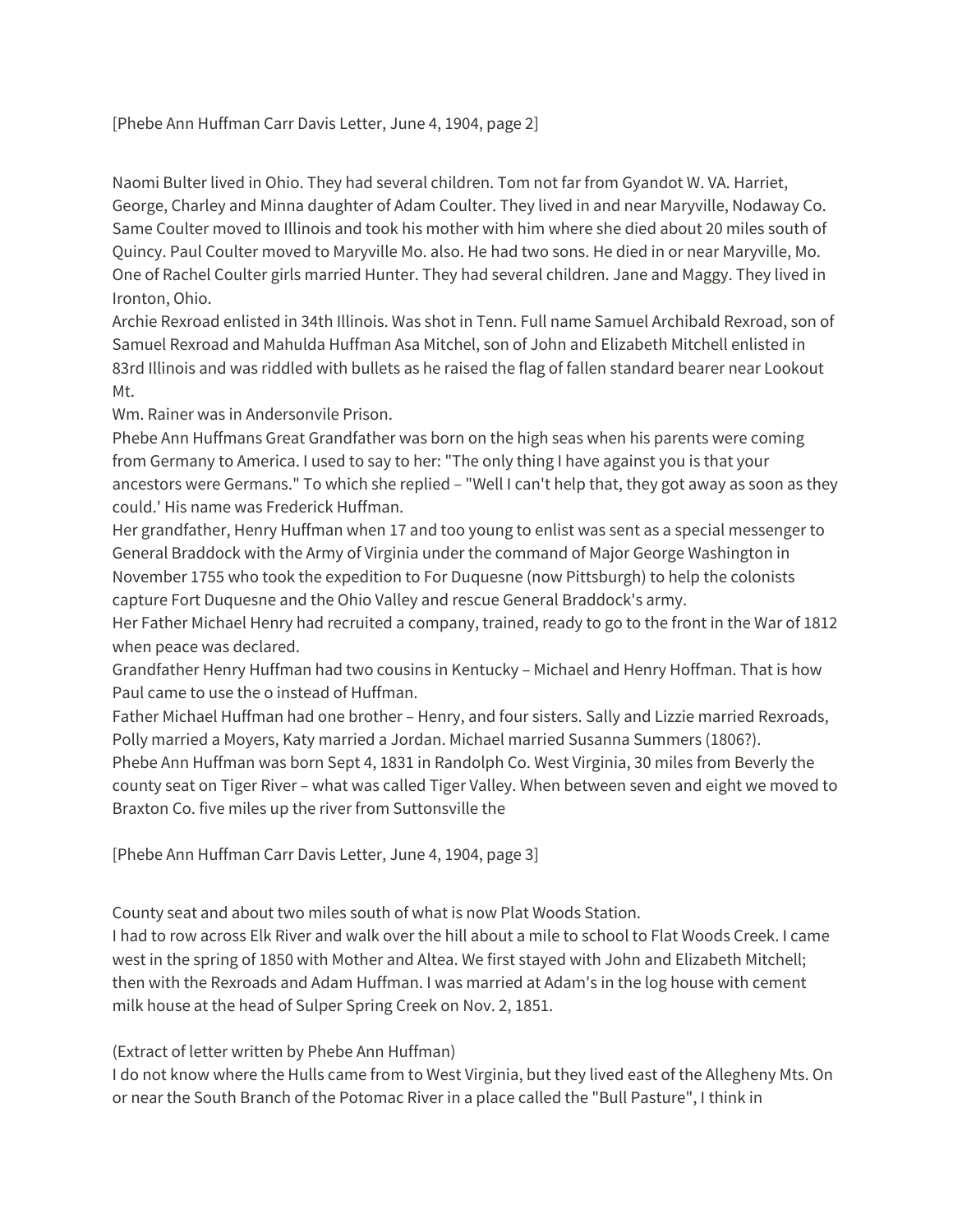[Phebe Ann Huffman Carr Davis Letter, June 4, 1904, page 2]

Naomi Bulter lived in Ohio. They had several children. Tom not far from Gyandot W. VA. Harriet, George, Charley and Minna daughter of Adam Coulter. They lived in and near Maryville, Nodaway Co. Same Coulter moved to Illinois and took his mother with him where she died about 20 miles south of Quincy. Paul Coulter moved to Maryville Mo. also. He had two sons. He died in or near Maryville, Mo. One of Rachel Coulter girls married Hunter. They had several children. Jane and Maggy. They lived in Ironton, Ohio.

Archie Rexroad enlisted in 34th Illinois. Was shot in Tenn. Full name Samuel Archibald Rexroad, son of Samuel Rexroad and Mahulda Huffman Asa Mitchel, son of John and Elizabeth Mitchell enlisted in 83rd Illinois and was riddled with bullets as he raised the flag of fallen standard bearer near Lookout Mt.

Wm. Rainer was in Andersonvile Prison.

Phebe Ann Huffmans Great Grandfather was born on the high seas when his parents were coming from Germany to America. I used to say to her: "The only thing I have against you is that your ancestors were Germans." To which she replied – "Well I can't help that, they got away as soon as they could.' His name was Frederick Huffman.

Her grandfather, Henry Huffman when 17 and too young to enlist was sent as a special messenger to General Braddock with the Army of Virginia under the command of Major George Washington in November 1755 who took the expedition to For Duquesne (now Pittsburgh) to help the colonists capture Fort Duquesne and the Ohio Valley and rescue General Braddock's army.

Her Father Michael Henry had recruited a company, trained, ready to go to the front in the War of 1812 when peace was declared.

Grandfather Henry Huffman had two cousins in Kentucky – Michael and Henry Hoffman. That is how Paul came to use the o instead of Huffman.

Father Michael Huffman had one brother – Henry, and four sisters. Sally and Lizzie married Rexroads, Polly married a Moyers, Katy married a Jordan. Michael married Susanna Summers (1806?).

Phebe Ann Huffman was born Sept 4, 1831 in Randolph Co. West Virginia, 30 miles from Beverly the county seat on Tiger River – what was called Tiger Valley. When between seven and eight we moved to Braxton Co. five miles up the river from Suttonsville the

[Phebe Ann Huffman Carr Davis Letter, June 4, 1904, page 3]

County seat and about two miles south of what is now Plat Woods Station.

I had to row across Elk River and walk over the hill about a mile to school to Flat Woods Creek. I came west in the spring of 1850 with Mother and Altea. We first stayed with John and Elizabeth Mitchell; then with the Rexroads and Adam Huffman. I was married at Adam's in the log house with cement milk house at the head of Sulper Spring Creek on Nov. 2, 1851.

(Extract of letter written by Phebe Ann Huffman)

I do not know where the Hulls came from to West Virginia, but they lived east of the Allegheny Mts. On or near the South Branch of the Potomac River in a place called the "Bull Pasture", I think in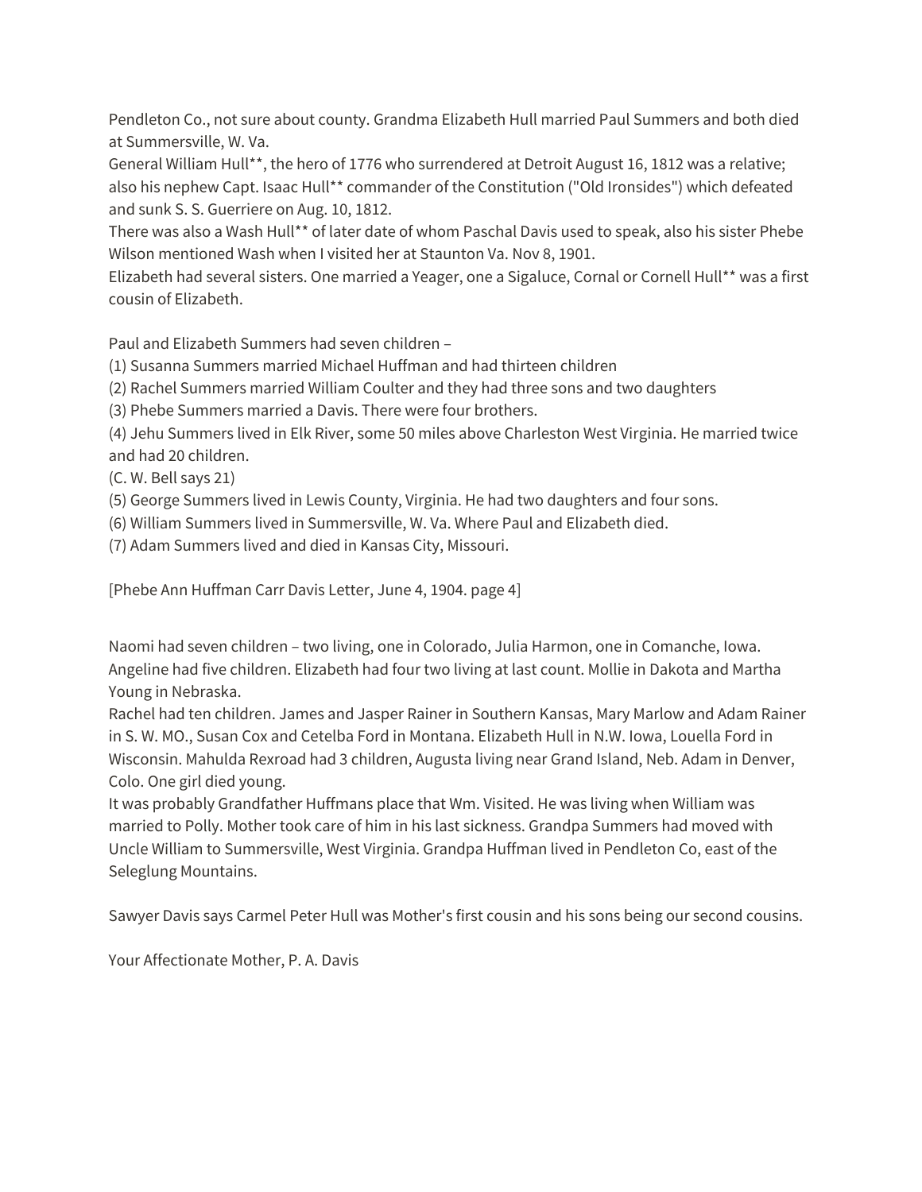Pendleton Co., not sure about county. Grandma Elizabeth Hull married Paul Summers and both died at Summersville, W. Va.

General William Hull**, the hero of 1776 who surrendered at Detroit August 16, 1812 was a relative; also his nephew Capt. Isaac Hull** commander of the Constitution ("Old Ironsides") which defeated and sunk S. S. Guerriere on Aug. 10, 1812.

There was also a Wash Hull** of later date of whom Paschal Davis used to speak, also his sister Phebe Wilson mentioned Wash when I visited her at Staunton Va. Nov 8, 1901.

Elizabeth had several sisters. One married a Yeager, one a Sigaluce, Cornal or Cornell Hull** was a first cousin of Elizabeth.

Paul and Elizabeth Summers had seven children –

(1) Susanna Summers married Michael Huffman and had thirteen children

(2) Rachel Summers married William Coulter and they had three sons and two daughters

(3) Phebe Summers married a Davis. There were four brothers.

(4) Jehu Summers lived in Elk River, some 50 miles above Charleston West Virginia. He married twice and had 20 children.

(C. W. Bell says 21)

(5) George Summers lived in Lewis County, Virginia. He had two daughters and four sons.

(6) William Summers lived in Summersville, W. Va. Where Paul and Elizabeth died.

(7) Adam Summers lived and died in Kansas City, Missouri.

[Phebe Ann Huffman Carr Davis Letter, June 4, 1904. page 4]

Naomi had seven children – two living, one in Colorado, Julia Harmon, one in Comanche, Iowa. Angeline had five children. Elizabeth had four two living at last count. Mollie in Dakota and Martha Young in Nebraska.

Rachel had ten children. James and Jasper Rainer in Southern Kansas, Mary Marlow and Adam Rainer in S. W. MO., Susan Cox and Cetelba Ford in Montana. Elizabeth Hull in N.W. Iowa, Louella Ford in Wisconsin. Mahulda Rexroad had 3 children, Augusta living near Grand Island, Neb. Adam in Denver, Colo. One girl died young.

It was probably Grandfather Huffmans place that Wm. Visited. He was living when William was married to Polly. Mother took care of him in his last sickness. Grandpa Summers had moved with Uncle William to Summersville, West Virginia. Grandpa Huffman lived in Pendleton Co, east of the Seleglung Mountains.

Sawyer Davis says Carmel Peter Hull was Mother's first cousin and his sons being our second cousins.

Your Affectionate Mother, P. A. Davis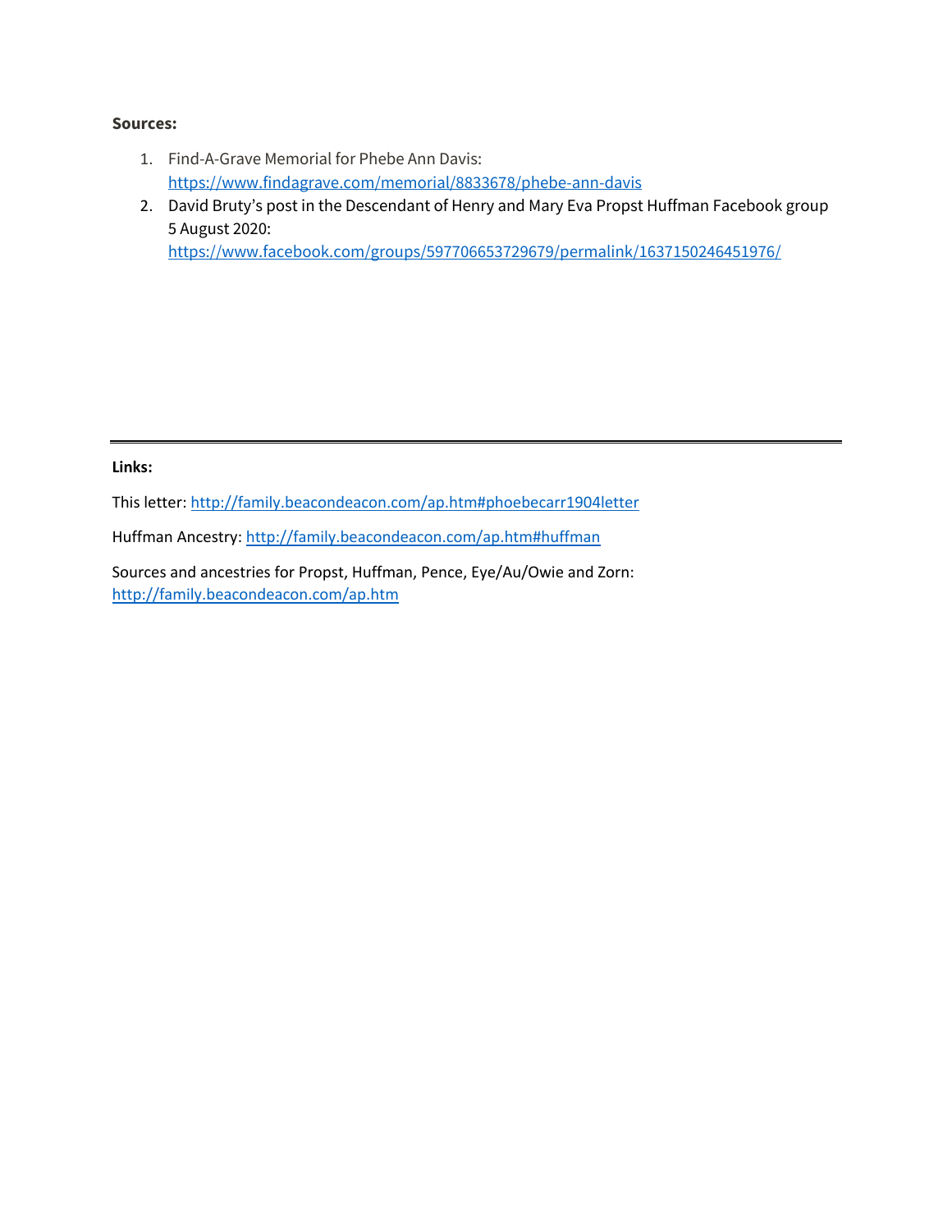**Sources:**

1. Find-A-Grave Memorial for Phebe Ann Davis: https://www.findagrave.com/memorial/8833678/phebe-ann-davis
2. David Bruty's post in the Descendant of Henry and Mary Eva Propst Huffman Facebook group 5 August 2020: https://www.facebook.com/groups/597706653729679/permalink/1637150246451976/

---

**Links:**

This letter: http://family.beacondeacon.com/ap.htm#phoebecarr1904letter

Huffman Ancestry: http://family.beacondeacon.com/ap.htm#huffman

Sources and ancestries for Propst, Huffman, Pence, Eye/Au/Owie and Zorn: http://family.beacondeacon.com/ap.htm